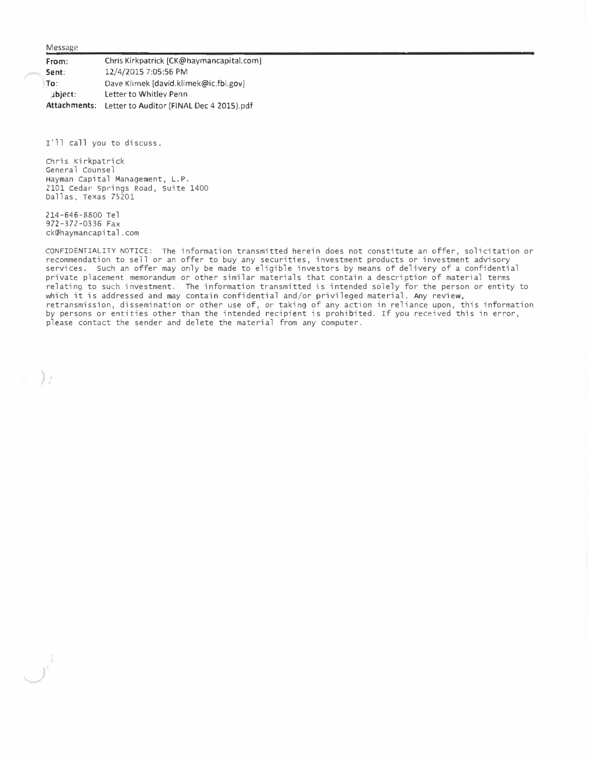Message

| | |
|---|---|
| **From:** | Chris Kirkpatrick [CK@haymancapital.com] |
| **Sent:** | 12/4/2015 7:05:56 PM |
| **To:** | Dave Klimek [david.klimek@ic.fbi.gov] |
| **Subject:** | Letter to Whitley Penn |
| **Attachments:** | Letter to Auditor (FINAL Dec 4 2015).pdf |

I'll call you to discuss.

Chris Kirkpatrick
General Counsel
Hayman Capital Management, L.P.
2101 Cedar Springs Road, Suite 1400
Dallas, Texas 75201

214-646-8800 Tel
972-372-0336 Fax
ck@haymancapital.com

CONFIDENTIALITY NOTICE: The information transmitted herein does not constitute an offer, solicitation or recommendation to sell or an offer to buy any securities, investment products or investment advisory services. Such an offer may only be made to eligible investors by means of delivery of a confidential private placement memorandum or other similar materials that contain a description of material terms relating to such investment. The information transmitted is intended solely for the person or entity to which it is addressed and may contain confidential and/or privileged material. Any review, retransmission, dissemination or other use of, or taking of any action in reliance upon, this information by persons or entities other than the intended recipient is prohibited. If you received this in error, please contact the sender and delete the material from any computer.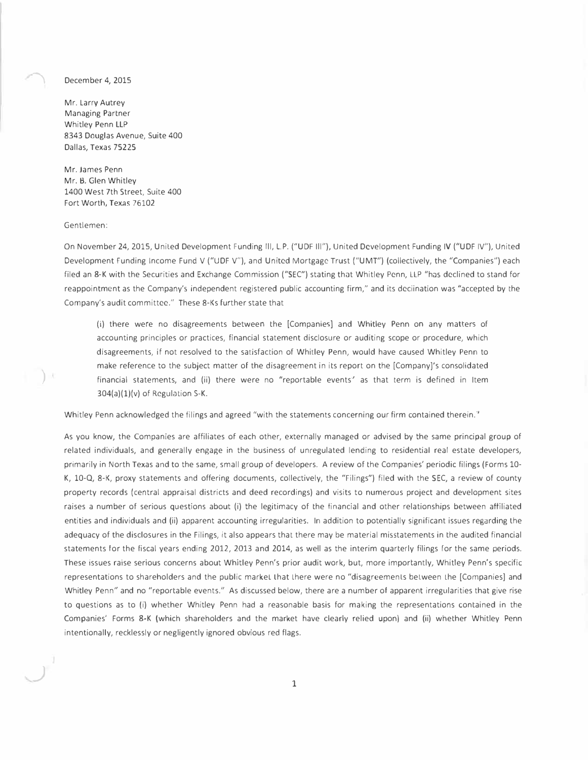December 4, 2015

Mr. Larry Autrey
Managing Partner
Whitley Penn LLP
8343 Douglas Avenue, Suite 400
Dallas, Texas 75225

Mr. James Penn
Mr. B. Glen Whitley
1400 West 7th Street, Suite 400
Fort Worth, Texas 76102

Gentlemen:

On November 24, 2015, United Development Funding III, L.P. ("UDF III"), United Development Funding IV ("UDF IV"), United Development Funding Income Fund V ("UDF V"), and United Mortgage Trust ("UMT") (collectively, the "Companies") each filed an 8-K with the Securities and Exchange Commission ("SEC") stating that Whitley Penn, LLP "has declined to stand for reappointment as the Company's independent registered public accounting firm," and its declination was "accepted by the Company's audit committee." These 8-Ks further state that

> (i) there were no disagreements between the [Companies] and Whitley Penn on any matters of accounting principles or practices, financial statement disclosure or auditing scope or procedure, which disagreements, if not resolved to the satisfaction of Whitley Penn, would have caused Whitley Penn to make reference to the subject matter of the disagreement in its report on the [Company]'s consolidated financial statements, and (ii) there were no "reportable events' as that term is defined in Item 304(a)(1)(v) of Regulation S-K.

Whitley Penn acknowledged the filings and agreed "with the statements concerning our firm contained therein."

As you know, the Companies are affiliates of each other, externally managed or advised by the same principal group of related individuals, and generally engage in the business of unregulated lending to residential real estate developers, primarily in North Texas and to the same, small group of developers. A review of the Companies' periodic filings (Forms 10-K, 10-Q, 8-K, proxy statements and offering documents, collectively, the "Filings") filed with the SEC, a review of county property records (central appraisal districts and deed recordings) and visits to numerous project and development sites raises a number of serious questions about (i) the legitimacy of the financial and other relationships between affiliated entities and individuals and (ii) apparent accounting irregularities. In addition to potentially significant issues regarding the adequacy of the disclosures in the Filings, it also appears that there may be material misstatements in the audited financial statements for the fiscal years ending 2012, 2013 and 2014, as well as the interim quarterly filings for the same periods. These issues raise serious concerns about Whitley Penn's prior audit work, but, more importantly, Whitley Penn's specific representations to shareholders and the public market that there were no "disagreements between the [Companies] and Whitley Penn" and no "reportable events." As discussed below, there are a number of apparent irregularities that give rise to questions as to (i) whether Whitley Penn had a reasonable basis for making the representations contained in the Companies' Forms 8-K (which shareholders and the market have clearly relied upon) and (ii) whether Whitley Penn intentionally, recklessly or negligently ignored obvious red flags.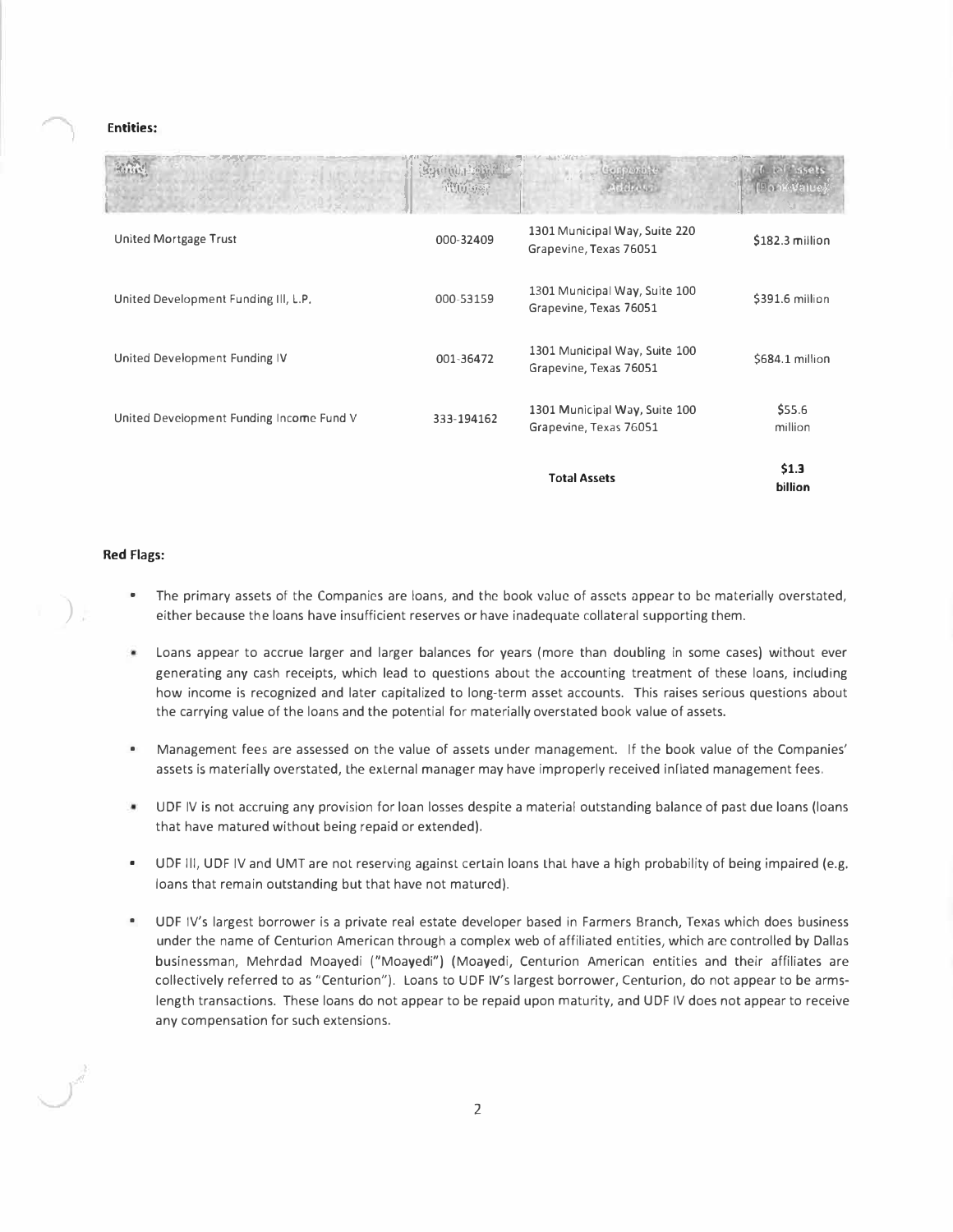**Entities:**

| Entity | Commission File Number | Corporate Address | Total Assets (Book Value) |
|---|---|---|---|
| United Mortgage Trust | 000-32409 | 1301 Municipal Way, Suite 220 Grapevine, Texas 76051 | $182.3 million |
| United Development Funding III, L.P. | 000-53159 | 1301 Municipal Way, Suite 100 Grapevine, Texas 76051 | $391.6 million |
| United Development Funding IV | 001-36472 | 1301 Municipal Way, Suite 100 Grapevine, Texas 76051 | $684.1 million |
| United Development Funding Income Fund V | 333-194162 | 1301 Municipal Way, Suite 100 Grapevine, Texas 76051 | $55.6 million |
| | | **Total Assets** | **$1.3 billion** |

**Red Flags:**

- The primary assets of the Companies are loans, and the book value of assets appear to be materially overstated, either because the loans have insufficient reserves or have inadequate collateral supporting them.
- Loans appear to accrue larger and larger balances for years (more than doubling in some cases) without ever generating any cash receipts, which lead to questions about the accounting treatment of these loans, including how income is recognized and later capitalized to long-term asset accounts. This raises serious questions about the carrying value of the loans and the potential for materially overstated book value of assets.
- Management fees are assessed on the value of assets under management. If the book value of the Companies' assets is materially overstated, the external manager may have improperly received inflated management fees.
- UDF IV is not accruing any provision for loan losses despite a material outstanding balance of past due loans (loans that have matured without being repaid or extended).
- UDF III, UDF IV and UMT are not reserving against certain loans that have a high probability of being impaired (e.g. loans that remain outstanding but that have not matured).
- UDF IV's largest borrower is a private real estate developer based in Farmers Branch, Texas which does business under the name of Centurion American through a complex web of affiliated entities, which are controlled by Dallas businessman, Mehrdad Moayedi ("Moayedi") (Moayedi, Centurion American entities and their affiliates are collectively referred to as "Centurion"). Loans to UDF IV's largest borrower, Centurion, do not appear to be arms-length transactions. These loans do not appear to be repaid upon maturity, and UDF IV does not appear to receive any compensation for such extensions.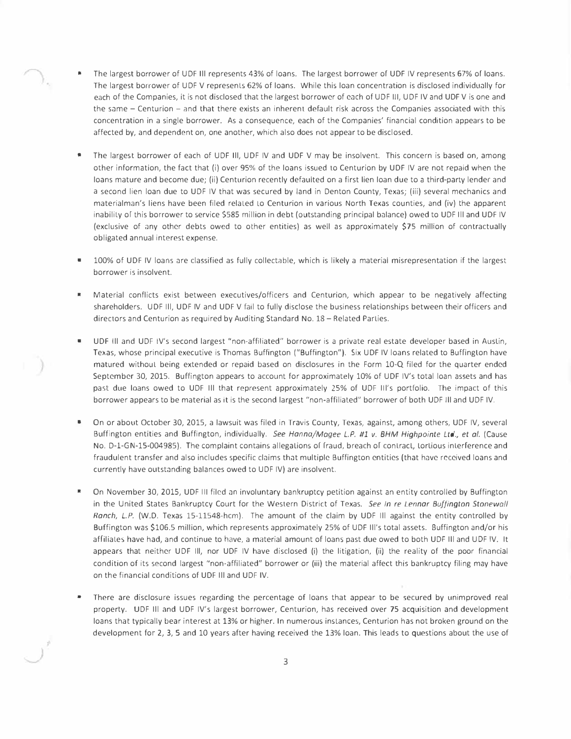- The largest borrower of UDF III represents 43% of loans. The largest borrower of UDF IV represents 67% of loans. The largest borrower of UDF V represents 62% of loans. While this loan concentration is disclosed individually for each of the Companies, it is not disclosed that the largest borrower of each of UDF III, UDF IV and UDF V is one and the same – Centurion – and that there exists an inherent default risk across the Companies associated with this concentration in a single borrower. As a consequence, each of the Companies' financial condition appears to be affected by, and dependent on, one another, which also does not appear to be disclosed.

- The largest borrower of each of UDF III, UDF IV and UDF V may be insolvent. This concern is based on, among other information, the fact that (i) over 95% of the loans issued to Centurion by UDF IV are not repaid when the loans mature and become due; (ii) Centurion recently defaulted on a first lien loan due to a third-party lender and a second lien loan due to UDF IV that was secured by land in Denton County, Texas; (iii) several mechanics and materialman's liens have been filed related to Centurion in various North Texas counties, and (iv) the apparent inability of this borrower to service $585 million in debt (outstanding principal balance) owed to UDF III and UDF IV (exclusive of any other debts owed to other entities) as well as approximately $75 million of contractually obligated annual interest expense.

- 100% of UDF IV loans are classified as fully collectable, which is likely a material misrepresentation if the largest borrower is insolvent.

- Material conflicts exist between executives/officers and Centurion, which appear to be negatively affecting shareholders. UDF III, UDF IV and UDF V fail to fully disclose the business relationships between their officers and directors and Centurion as required by Auditing Standard No. 18 – Related Parties.

- UDF III and UDF IV's second largest "non-affiliated" borrower is a private real estate developer based in Austin, Texas, whose principal executive is Thomas Buffington ("Buffington"). Six UDF IV loans related to Buffington have matured without being extended or repaid based on disclosures in the Form 10-Q filed for the quarter ended September 30, 2015. Buffington appears to account for approximately 10% of UDF IV's total loan assets and has past due loans owed to UDF III that represent approximately 25% of UDF III's portfolio. The impact of this borrower appears to be material as it is the second largest "non-affiliated" borrower of both UDF III and UDF IV.

- On or about October 30, 2015, a lawsuit was filed in Travis County, Texas, against, among others, UDF IV, several Buffington entities and Buffington, individually. *See Hanna/Magee L.P. #1 v. BHM Highpointe Ltd., et al.* (Cause No. D-1-GN-15-004985). The complaint contains allegations of fraud, breach of contract, tortious interference and fraudulent transfer and also includes specific claims that multiple Buffington entities (that have received loans and currently have outstanding balances owed to UDF IV) are insolvent.

- On November 30, 2015, UDF III filed an involuntary bankruptcy petition against an entity controlled by Buffington in the United States Bankruptcy Court for the Western District of Texas. *See In re Lennar Buffington Stonewall Ranch, L.P.* (W.D. Texas 15-11548-hcm). The amount of the claim by UDF III against the entity controlled by Buffington was $106.5 million, which represents approximately 25% of UDF III's total assets. Buffington and/or his affiliates have had, and continue to have, a material amount of loans past due owed to both UDF III and UDF IV. It appears that neither UDF III, nor UDF IV have disclosed (i) the litigation, (ii) the reality of the poor financial condition of its second largest "non-affiliated" borrower or (iii) the material affect this bankruptcy filing may have on the financial conditions of UDF III and UDF IV.

- There are disclosure issues regarding the percentage of loans that appear to be secured by unimproved real property. UDF III and UDF IV's largest borrower, Centurion, has received over 75 acquisition and development loans that typically bear interest at 13% or higher. In numerous instances, Centurion has not broken ground on the development for 2, 3, 5 and 10 years after having received the 13% loan. This leads to questions about the use of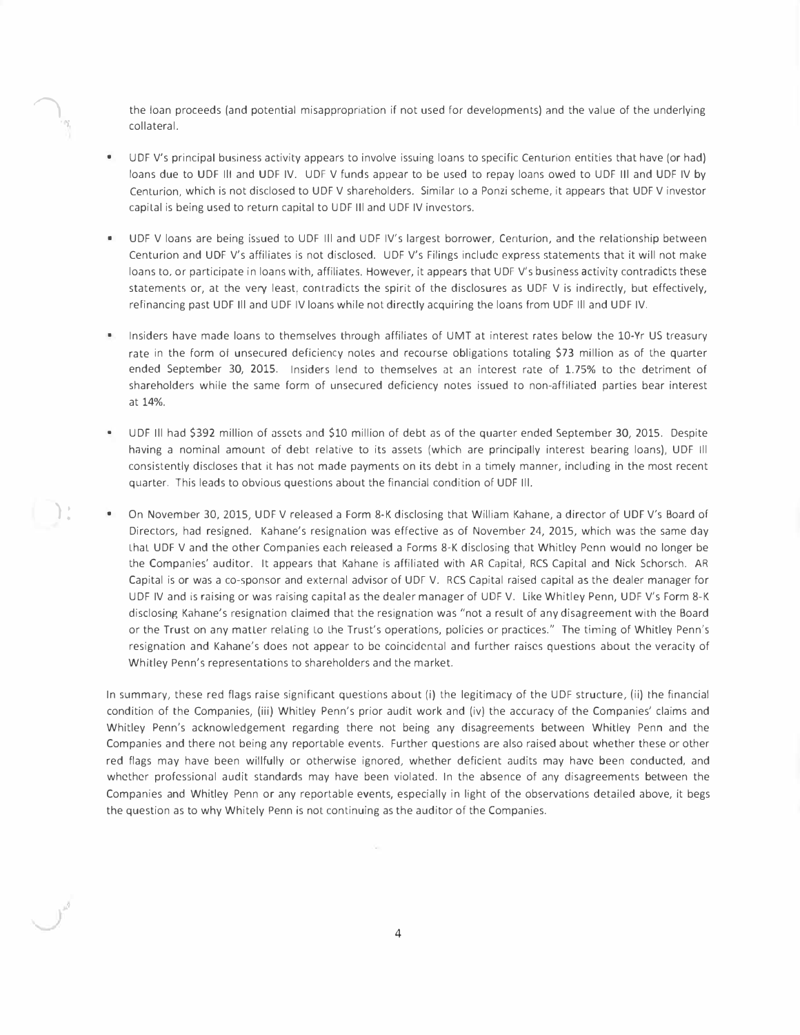the loan proceeds (and potential misappropriation if not used for developments) and the value of the underlying collateral.

- UDF V's principal business activity appears to involve issuing loans to specific Centurion entities that have (or had) loans due to UDF III and UDF IV. UDF V funds appear to be used to repay loans owed to UDF III and UDF IV by Centurion, which is not disclosed to UDF V shareholders. Similar to a Ponzi scheme, it appears that UDF V investor capital is being used to return capital to UDF III and UDF IV investors.

- UDF V loans are being issued to UDF III and UDF IV's largest borrower, Centurion, and the relationship between Centurion and UDF V's affiliates is not disclosed. UDF V's Filings include express statements that it will not make loans to, or participate in loans with, affiliates. However, it appears that UDF V's business activity contradicts these statements or, at the very least, contradicts the spirit of the disclosures as UDF V is indirectly, but effectively, refinancing past UDF III and UDF IV loans while not directly acquiring the loans from UDF III and UDF IV.

- Insiders have made loans to themselves through affiliates of UMT at interest rates below the 10-Yr US treasury rate in the form of unsecured deficiency notes and recourse obligations totaling $73 million as of the quarter ended September 30, 2015. Insiders lend to themselves at an interest rate of 1.75% to the detriment of shareholders while the same form of unsecured deficiency notes issued to non-affiliated parties bear interest at 14%.

- UDF III had $392 million of assets and $10 million of debt as of the quarter ended September 30, 2015. Despite having a nominal amount of debt relative to its assets (which are principally interest bearing loans), UDF III consistently discloses that it has not made payments on its debt in a timely manner, including in the most recent quarter. This leads to obvious questions about the financial condition of UDF III.

- On November 30, 2015, UDF V released a Form 8-K disclosing that William Kahane, a director of UDF V's Board of Directors, had resigned. Kahane's resignation was effective as of November 24, 2015, which was the same day that UDF V and the other Companies each released a Forms 8-K disclosing that Whitley Penn would no longer be the Companies' auditor. It appears that Kahane is affiliated with AR Capital, RCS Capital and Nick Schorsch. AR Capital is or was a co-sponsor and external advisor of UDF V. RCS Capital raised capital as the dealer manager for UDF IV and is raising or was raising capital as the dealer manager of UDF V. Like Whitley Penn, UDF V's Form 8-K disclosing Kahane's resignation claimed that the resignation was "not a result of any disagreement with the Board or the Trust on any matter relating to the Trust's operations, policies or practices." The timing of Whitley Penn's resignation and Kahane's does not appear to be coincidental and further raises questions about the veracity of Whitley Penn's representations to shareholders and the market.

In summary, these red flags raise significant questions about (i) the legitimacy of the UDF structure, (ii) the financial condition of the Companies, (iii) Whitley Penn's prior audit work and (iv) the accuracy of the Companies' claims and Whitley Penn's acknowledgement regarding there not being any disagreements between Whitley Penn and the Companies and there not being any reportable events. Further questions are also raised about whether these or other red flags may have been willfully or otherwise ignored, whether deficient audits may have been conducted, and whether professional audit standards may have been violated. In the absence of any disagreements between the Companies and Whitley Penn or any reportable events, especially in light of the observations detailed above, it begs the question as to why Whitely Penn is not continuing as the auditor of the Companies.